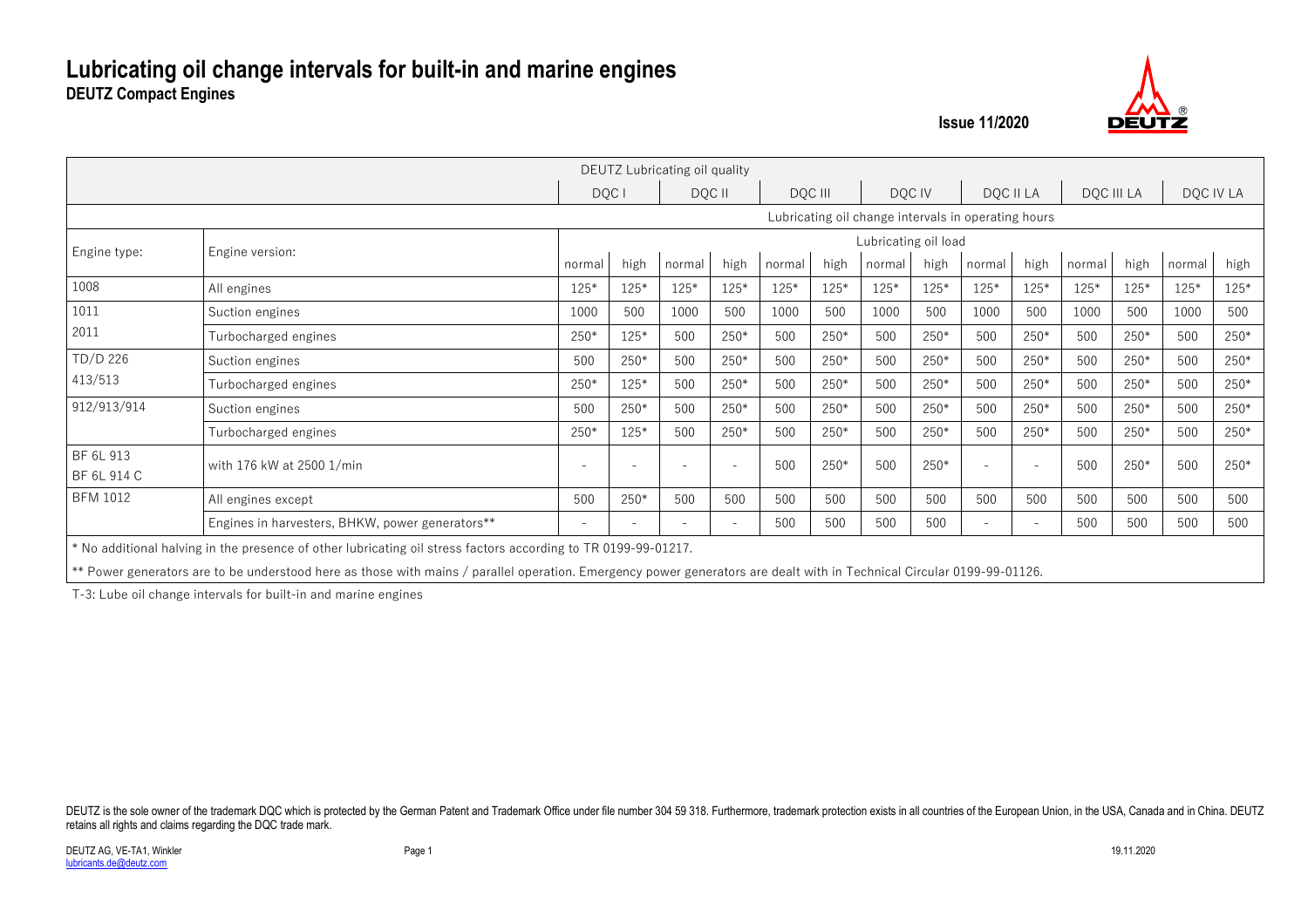# Lubricating oil change intervals for built-in and marine engines

**DEUTZ Compact Engines**

**Issue 11/2020**

| DEUTZ Lubricating oil quality | | | | | | | | | | | | | | | |
|---|---|---|---|---|---|---|---|---|---|---|---|---|---|---|---|
| | | DQC I | | DQC II | | DQC III | | DQC IV | | DQC II LA | | DQC III LA | | DQC IV LA | |
| | | Lubricating oil change intervals in operating hours | | | | | | | | | | | | | |
| Engine type: | Engine version: | Lubricating oil load | | | | | | | | | | | | | |
| | | normal | high | normal | high | normal | high | normal | high | normal | high | normal | high | normal | high |
| 1008 | All engines | 125* | 125* | 125* | 125* | 125* | 125* | 125* | 125* | 125* | 125* | 125* | 125* | 125* | 125* |
| 1011 | Suction engines | 1000 | 500 | 1000 | 500 | 1000 | 500 | 1000 | 500 | 1000 | 500 | 1000 | 500 | 1000 | 500 |
| 2011 | Turbocharged engines | 250* | 125* | 500 | 250* | 500 | 250* | 500 | 250* | 500 | 250* | 500 | 250* | 500 | 250* |
| TD/D 226 | Suction engines | 500 | 250* | 500 | 250* | 500 | 250* | 500 | 250* | 500 | 250* | 500 | 250* | 500 | 250* |
| 413/513 | Turbocharged engines | 250* | 125* | 500 | 250* | 500 | 250* | 500 | 250* | 500 | 250* | 500 | 250* | 500 | 250* |
| 912/913/914 | Suction engines | 500 | 250* | 500 | 250* | 500 | 250* | 500 | 250* | 500 | 250* | 500 | 250* | 500 | 250* |
| | Turbocharged engines | 250* | 125* | 500 | 250* | 500 | 250* | 500 | 250* | 500 | 250* | 500 | 250* | 500 | 250* |
| BF 6L 913<br>BF 6L 914 C | with 176 kW at 2500 1/min | - | - | - | - | 500 | 250* | 500 | 250* | - | - | 500 | 250* | 500 | 250* |
| BFM 1012 | All engines except | 500 | 250* | 500 | 500 | 500 | 500 | 500 | 500 | 500 | 500 | 500 | 500 | 500 | 500 |
| | Engines in harvesters, BHKW, power generators** | - | - | - | - | 500 | 500 | 500 | 500 | - | - | 500 | 500 | 500 | 500 |

\* No additional halving in the presence of other lubricating oil stress factors according to TR 0199-99-01217.

** Power generators are to be understood here as those with mains / parallel operation. Emergency power generators are dealt with in Technical Circular 0199-99-01126.

T-3: Lube oil change intervals for built-in and marine engines

DEUTZ is the sole owner of the trademark DQC which is protected by the German Patent and Trademark Office under file number 304 59 318. Furthermore, trademark protection exists in all countries of the European Union, in the USA, Canada and in China. DEUTZ retains all rights and claims regarding the DQC trade mark.

DEUTZ AG, VE-TA1, Winkler
lubricants.de@deutz.com

19.11.2020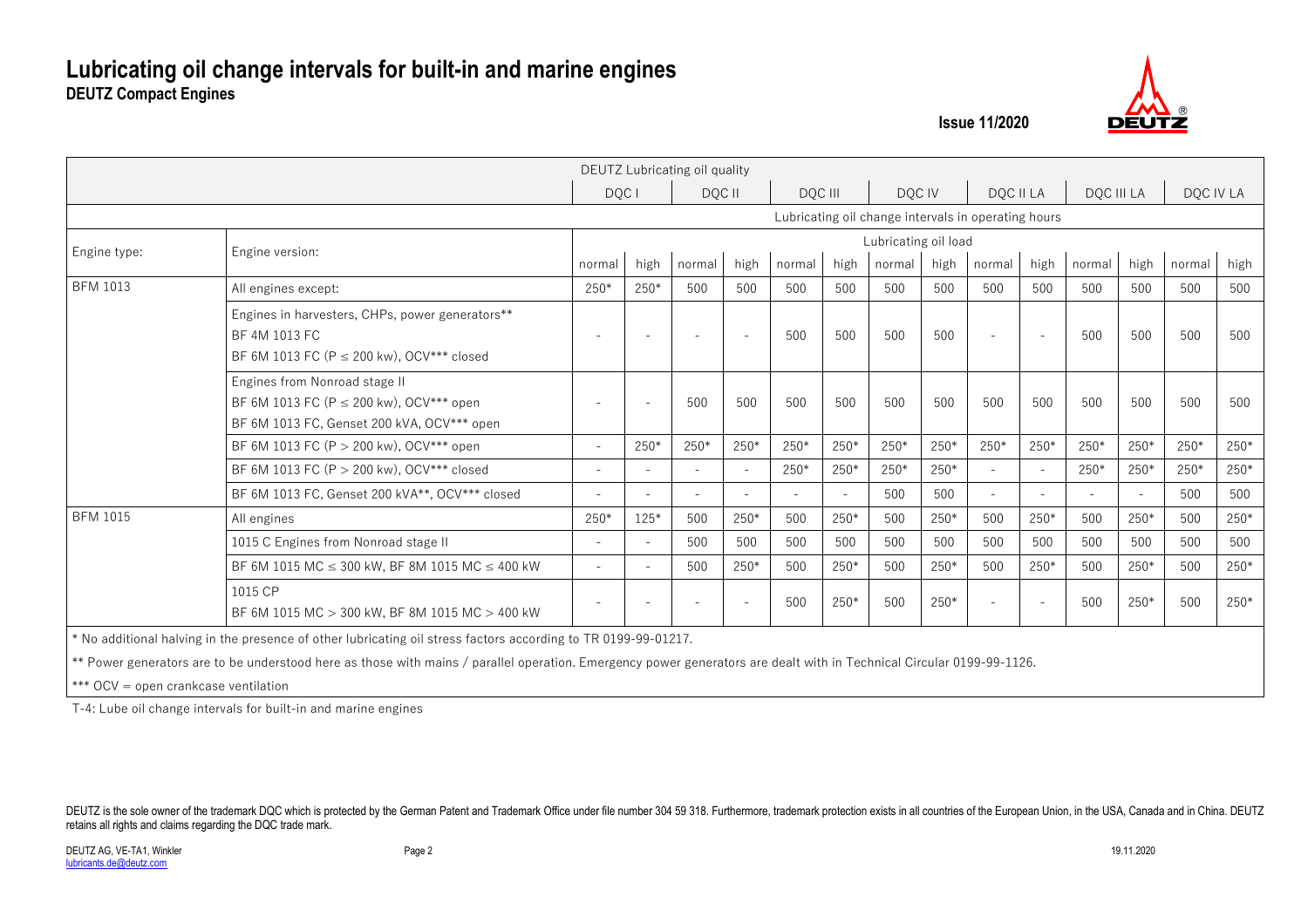# Lubricating oil change intervals for built-in and marine engines

**DEUTZ Compact Engines**

**Issue 11/2020**

| | | DEUTZ Lubricating oil quality | | | | | | | | | | | | | |
|---|---|---|---|---|---|---|---|---|---|---|---|---|---|---|---|
| | | DQC I | | DQC II | | DQC III | | DQC IV | | DQC II LA | | DQC III LA | | DQC IV LA | |
| | | Lubricating oil change intervals in operating hours | | | | | | | | | | | | | |
| Engine type: | Engine version: | Lubricating oil load | | | | | | | | | | | | | |
| | | normal | high | normal | high | normal | high | normal | high | normal | high | normal | high | normal | high |
| BFM 1013 | All engines except: | 250* | 250* | 500 | 500 | 500 | 500 | 500 | 500 | 500 | 500 | 500 | 500 | 500 | 500 |
| | Engines in harvesters, CHPs, power generators**<br>BF 4M 1013 FC<br>BF 6M 1013 FC (P ≤ 200 kw), OCV*** closed | - | - | - | - | 500 | 500 | 500 | 500 | - | - | 500 | 500 | 500 | 500 |
| | Engines from Nonroad stage II<br>BF 6M 1013 FC (P ≤ 200 kw), OCV*** open<br>BF 6M 1013 FC, Genset 200 kVA, OCV*** open | - | - | 500 | 500 | 500 | 500 | 500 | 500 | 500 | 500 | 500 | 500 | 500 | 500 |
| | BF 6M 1013 FC (P > 200 kw), OCV*** open | - | 250* | 250* | 250* | 250* | 250* | 250* | 250* | 250* | 250* | 250* | 250* | 250* | 250* |
| | BF 6M 1013 FC (P > 200 kw), OCV*** closed | - | - | - | - | 250* | 250* | 250* | 250* | - | - | 250* | 250* | 250* | 250* |
| | BF 6M 1013 FC, Genset 200 kVA**, OCV*** closed | - | - | - | - | - | - | 500 | 500 | - | - | - | - | 500 | 500 |
| BFM 1015 | All engines | 250* | 125* | 500 | 250* | 500 | 250* | 500 | 250* | 500 | 250* | 500 | 250* | 500 | 250* |
| | 1015 C Engines from Nonroad stage II | - | - | 500 | 500 | 500 | 500 | 500 | 500 | 500 | 500 | 500 | 500 | 500 | 500 |
| | BF 6M 1015 MC ≤ 300 kW, BF 8M 1015 MC ≤ 400 kW | - | - | 500 | 250* | 500 | 250* | 500 | 250* | 500 | 250* | 500 | 250* | 500 | 250* |
| | 1015 CP<br>BF 6M 1015 MC > 300 kW, BF 8M 1015 MC > 400 kW | - | - | - | - | 500 | 250* | 500 | 250* | - | - | 500 | 250* | 500 | 250* |

\* No additional halving in the presence of other lubricating oil stress factors according to TR 0199-99-01217.

** Power generators are to be understood here as those with mains / parallel operation. Emergency power generators are dealt with in Technical Circular 0199-99-1126.

*** OCV = open crankcase ventilation

T-4: Lube oil change intervals for built-in and marine engines

DEUTZ is the sole owner of the trademark DQC which is protected by the German Patent and Trademark Office under file number 304 59 318. Furthermore, trademark protection exists in all countries of the European Union, in the USA, Canada and in China. DEUTZ retains all rights and claims regarding the DQC trade mark.

DEUTZ AG, VE-TA1, Winkler
lubricants.de@deutz.com

19.11.2020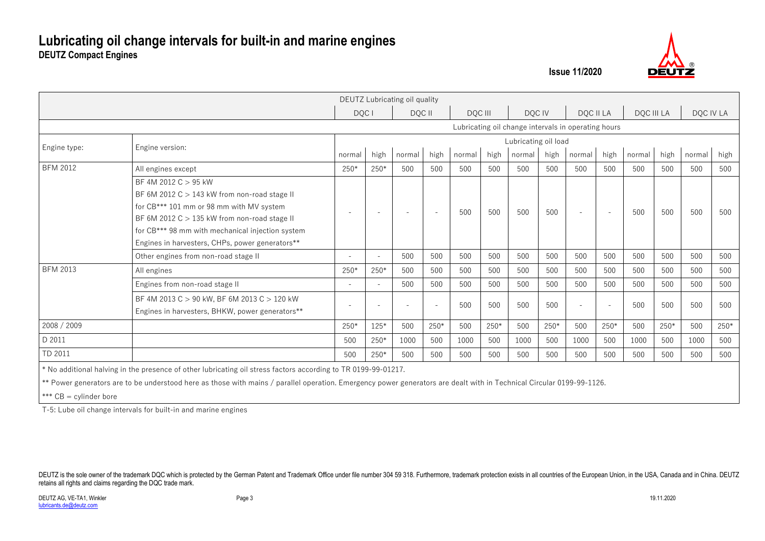# Lubricating oil change intervals for built-in and marine engines

**DEUTZ Compact Engines**

**Issue 11/2020**

| | | DEUTZ Lubricating oil quality | | | | | | | | | | | | | |
|---|---|---|---|---|---|---|---|---|---|---|---|---|---|---|---|
| | | DQC I | | DQC II | | DQC III | | DQC IV | | DQC II LA | | DQC III LA | | DQC IV LA | |
| | | Lubricating oil change intervals in operating hours | | | | | | | | | | | | | |
| Engine type: | Engine version: | Lubricating oil load | | | | | | | | | | | | | |
| | | normal | high | normal | high | normal | high | normal | high | normal | high | normal | high | normal | high |
| BFM 2012 | All engines except | 250* | 250* | 500 | 500 | 500 | 500 | 500 | 500 | 500 | 500 | 500 | 500 | 500 | 500 |
| | BF 4M 2012 C > 95 kW<br>BF 6M 2012 C > 143 kW from non-road stage II<br>for CB*** 101 mm or 98 mm with MV system<br>BF 6M 2012 C > 135 kW from non-road stage II<br>for CB*** 98 mm with mechanical injection system<br>Engines in harvesters, CHPs, power generators** | - | - | - | - | 500 | 500 | 500 | 500 | - | - | 500 | 500 | 500 | 500 |
| | Other engines from non-road stage II | - | - | 500 | 500 | 500 | 500 | 500 | 500 | 500 | 500 | 500 | 500 | 500 | 500 |
| BFM 2013 | All engines | 250* | 250* | 500 | 500 | 500 | 500 | 500 | 500 | 500 | 500 | 500 | 500 | 500 | 500 |
| | Engines from non-road stage II | - | - | 500 | 500 | 500 | 500 | 500 | 500 | 500 | 500 | 500 | 500 | 500 | 500 |
| | BF 4M 2013 C > 90 kW, BF 6M 2013 C > 120 kW<br>Engines in harvesters, BHKW, power generators** | - | - | - | - | 500 | 500 | 500 | 500 | - | - | 500 | 500 | 500 | 500 |
| 2008 / 2009 | | 250* | 125* | 500 | 250* | 500 | 250* | 500 | 250* | 500 | 250* | 500 | 250* | 500 | 250* |
| D 2011 | | 500 | 250* | 1000 | 500 | 1000 | 500 | 1000 | 500 | 1000 | 500 | 1000 | 500 | 1000 | 500 |
| TD 2011 | | 500 | 250* | 500 | 500 | 500 | 500 | 500 | 500 | 500 | 500 | 500 | 500 | 500 | 500 |

* No additional halving in the presence of other lubricating oil stress factors according to TR 0199-99-01217.

** Power generators are to be understood here as those with mains / parallel operation. Emergency power generators are dealt with in Technical Circular 0199-99-1126.

*** CB = cylinder bore

T-5: Lube oil change intervals for built-in and marine engines

DEUTZ is the sole owner of the trademark DQC which is protected by the German Patent and Trademark Office under file number 304 59 318. Furthermore, trademark protection exists in all countries of the European Union, in the USA, Canada and in China. DEUTZ retains all rights and claims regarding the DQC trade mark.

DEUTZ AG, VE-TA1, Winkler
lubricants.de@deutz.com

19.11.2020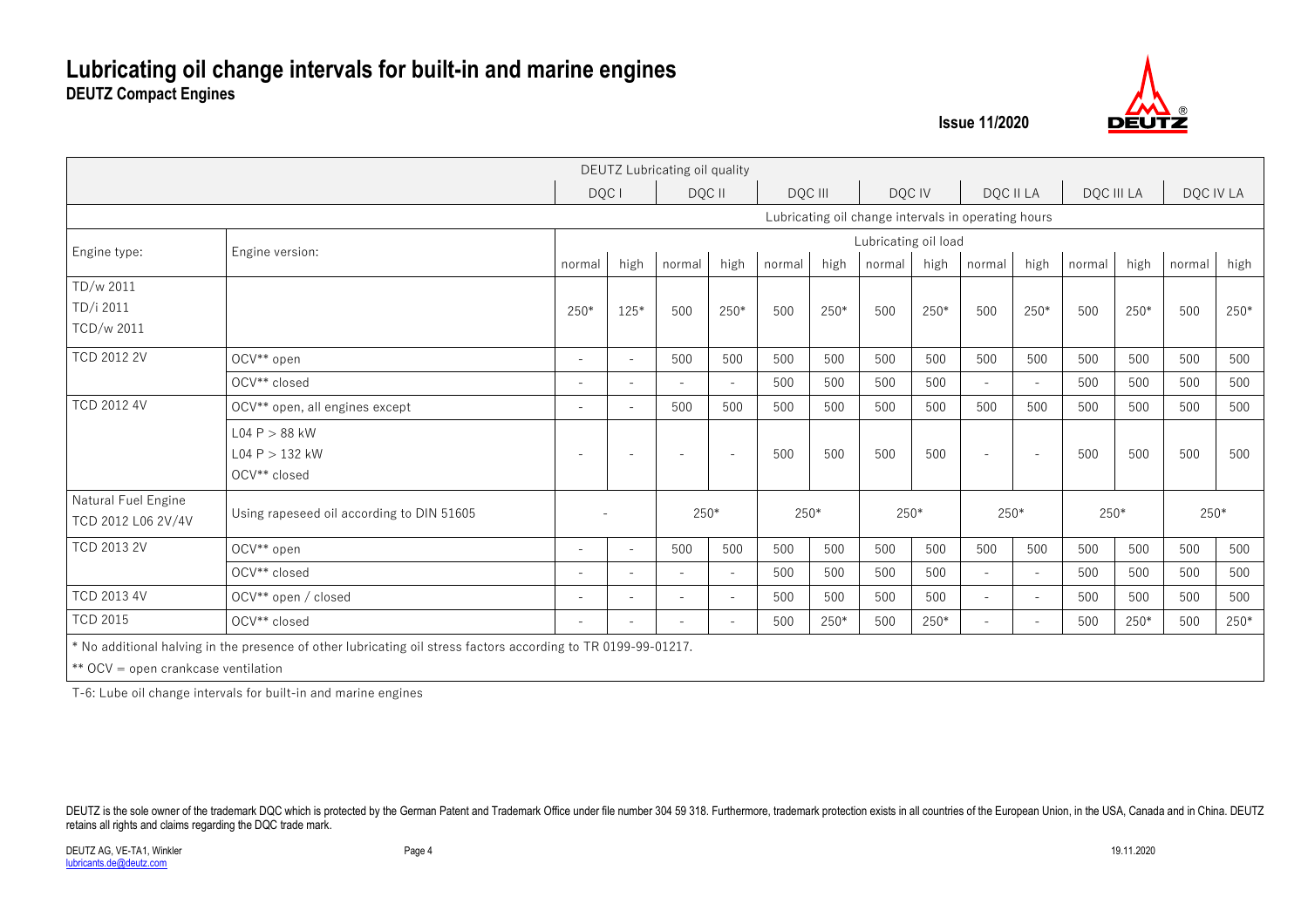# Lubricating oil change intervals for built-in and marine engines

**DEUTZ Compact Engines**

**Issue 11/2020**

| | | DEUTZ Lubricating oil quality | | | | | | | | | | | | | |
|---|---|---|---|---|---|---|---|---|---|---|---|---|---|---|---|
| | | DQC I | | DQC II | | DQC III | | DQC IV | | DQC II LA | | DQC III LA | | DQC IV LA | |
| | | Lubricating oil change intervals in operating hours | | | | | | | | | | | | | |
| Engine type: | Engine version: | Lubricating oil load | | | | | | | | | | | | | |
| | | normal | high | normal | high | normal | high | normal | high | normal | high | normal | high | normal | high |
| TD/w 2011<br>TD/i 2011<br>TCD/w 2011 | | 250* | 125* | 500 | 250* | 500 | 250* | 500 | 250* | 500 | 250* | 500 | 250* | 500 | 250* |
| TCD 2012 2V | OCV** open | - | - | 500 | 500 | 500 | 500 | 500 | 500 | 500 | 500 | 500 | 500 | 500 | 500 |
| | OCV** closed | - | - | - | - | 500 | 500 | 500 | 500 | - | - | 500 | 500 | 500 | 500 |
| TCD 2012 4V | OCV** open, all engines except | - | - | 500 | 500 | 500 | 500 | 500 | 500 | 500 | 500 | 500 | 500 | 500 | 500 |
| | L04 P > 88 kW<br>L04 P > 132 kW<br>OCV** closed | - | - | - | - | 500 | 500 | 500 | 500 | - | - | 500 | 500 | 500 | 500 |
| Natural Fuel Engine<br>TCD 2012 L06 2V/4V | Using rapeseed oil according to DIN 51605 | - | | 250* | | 250* | | 250* | | 250* | | 250* | | 250* | |
| TCD 2013 2V | OCV** open | - | - | 500 | 500 | 500 | 500 | 500 | 500 | 500 | 500 | 500 | 500 | 500 | 500 |
| | OCV** closed | - | - | - | - | 500 | 500 | 500 | 500 | - | - | 500 | 500 | 500 | 500 |
| TCD 2013 4V | OCV** open / closed | - | - | - | - | 500 | 500 | 500 | 500 | - | - | 500 | 500 | 500 | 500 |
| TCD 2015 | OCV** closed | - | - | - | - | 500 | 250* | 500 | 250* | - | - | 500 | 250* | 500 | 250* |

\* No additional halving in the presence of other lubricating oil stress factors according to TR 0199-99-01217.

** OCV = open crankcase ventilation

T-6: Lube oil change intervals for built-in and marine engines

DEUTZ is the sole owner of the trademark DQC which is protected by the German Patent and Trademark Office under file number 304 59 318. Furthermore, trademark protection exists in all countries of the European Union, in the USA, Canada and in China. DEUTZ retains all rights and claims regarding the DQC trade mark.

DEUTZ AG, VE-TA1, Winkler
lubricants.de@deutz.com

19.11.2020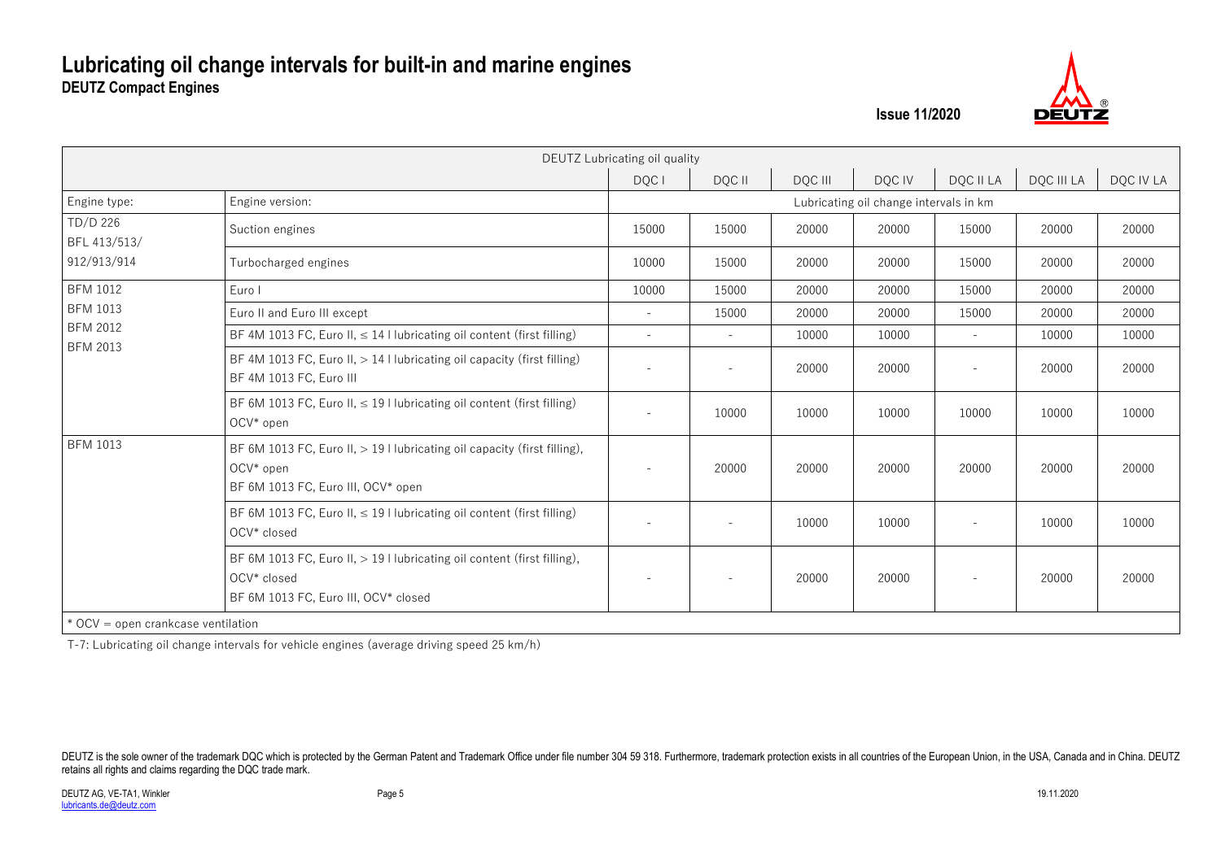# Lubricating oil change intervals for built-in and marine engines

**DEUTZ Compact Engines**

**Issue 11/2020**

| DEUTZ Lubricating oil quality | | | | | | | | |
|---|---|---|---|---|---|---|---|---|
| | | DQC I | DQC II | DQC III | DQC IV | DQC II LA | DQC III LA | DQC IV LA |
| Engine type: | Engine version: | Lubricating oil change intervals in km | | | | | | |
| TD/D 226 BFL 413/513/ 912/913/914 | Suction engines | 15000 | 15000 | 20000 | 20000 | 15000 | 20000 | 20000 |
| | Turbocharged engines | 10000 | 15000 | 20000 | 20000 | 15000 | 20000 | 20000 |
| BFM 1012 BFM 1013 BFM 2012 BFM 2013 | Euro I | 10000 | 15000 | 20000 | 20000 | 15000 | 20000 | 20000 |
| | Euro II and Euro III except | - | 15000 | 20000 | 20000 | 15000 | 20000 | 20000 |
| | BF 4M 1013 FC, Euro II, ≤ 14 l lubricating oil content (first filling) | - | - | 10000 | 10000 | - | 10000 | 10000 |
| | BF 4M 1013 FC, Euro II, > 14 l lubricating oil capacity (first filling) BF 4M 1013 FC, Euro III | - | - | 20000 | 20000 | - | 20000 | 20000 |
| | BF 6M 1013 FC, Euro II, ≤ 19 l lubricating oil content (first filling) OCV* open | - | 10000 | 10000 | 10000 | 10000 | 10000 | 10000 |
| BFM 1013 | BF 6M 1013 FC, Euro II, > 19 l lubricating oil capacity (first filling), OCV* open BF 6M 1013 FC, Euro III, OCV* open | - | 20000 | 20000 | 20000 | 20000 | 20000 | 20000 |
| | BF 6M 1013 FC, Euro II, ≤ 19 l lubricating oil content (first filling) OCV* closed | - | - | 10000 | 10000 | - | 10000 | 10000 |
| | BF 6M 1013 FC, Euro II, > 19 l lubricating oil content (first filling), OCV* closed BF 6M 1013 FC, Euro III, OCV* closed | - | - | 20000 | 20000 | - | 20000 | 20000 |
| * OCV = open crankcase ventilation | | | | | | | | |

T-7: Lubricating oil change intervals for vehicle engines (average driving speed 25 km/h)

DEUTZ is the sole owner of the trademark DQC which is protected by the German Patent and Trademark Office under file number 304 59 318. Furthermore, trademark protection exists in all countries of the European Union, in the USA, Canada and in China. DEUTZ retains all rights and claims regarding the DQC trade mark.

DEUTZ AG, VE-TA1, Winkler
lubricants.de@deutz.com

19.11.2020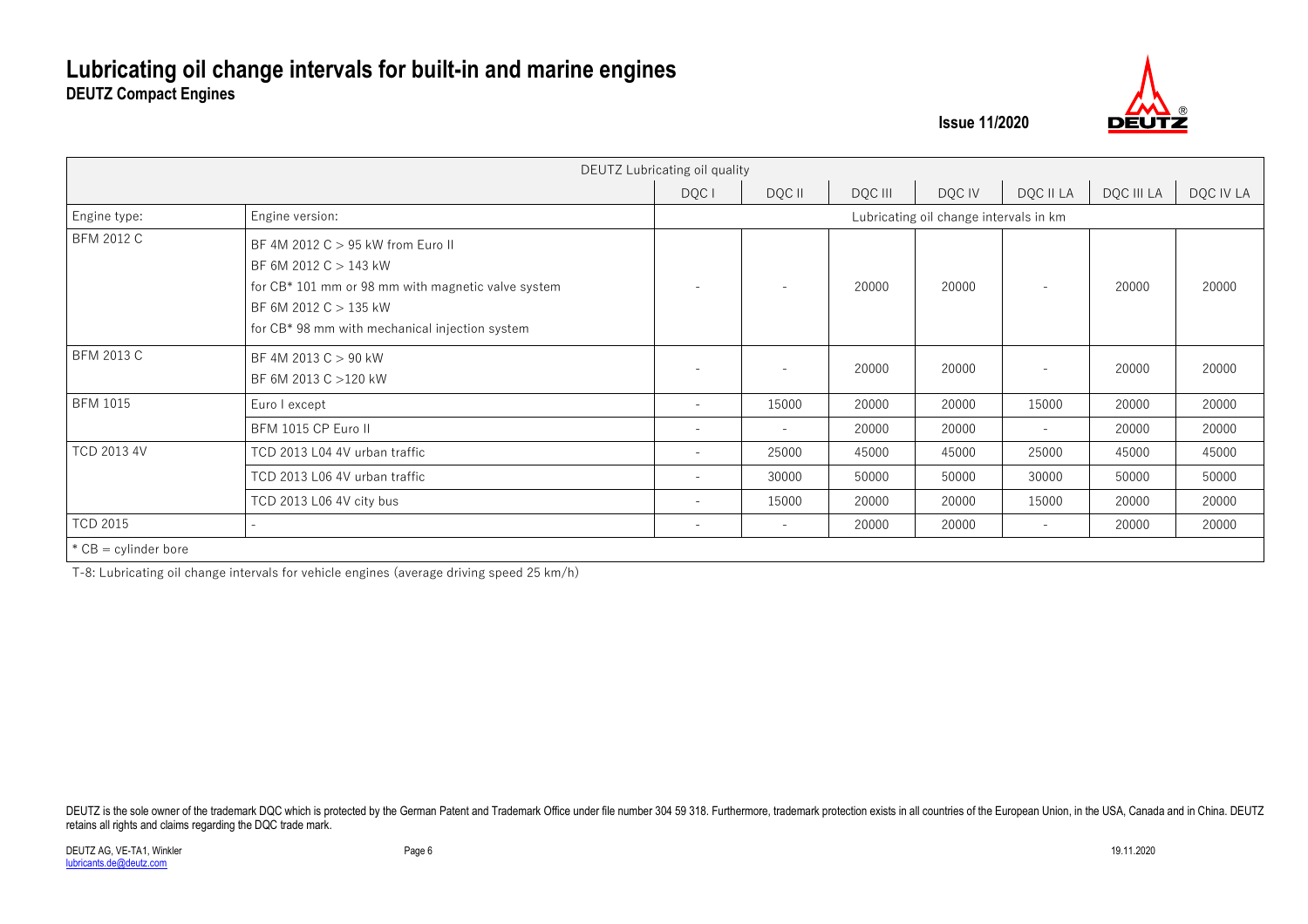# Lubricating oil change intervals for built-in and marine engines

**DEUTZ Compact Engines**

**Issue 11/2020**

| DEUTZ Lubricating oil quality | | | | | | | | |
|---|---|---|---|---|---|---|---|---|
| | | DQC I | DQC II | DQC III | DQC IV | DQC II LA | DQC III LA | DQC IV LA |
| Engine type: | Engine version: | Lubricating oil change intervals in km | | | | | | |
| BFM 2012 C | BF 4M 2012 C > 95 kW from Euro II<br>BF 6M 2012 C > 143 kW<br>for CB* 101 mm or 98 mm with magnetic valve system<br>BF 6M 2012 C > 135 kW<br>for CB* 98 mm with mechanical injection system | - | - | 20000 | 20000 | - | 20000 | 20000 |
| BFM 2013 C | BF 4M 2013 C > 90 kW<br>BF 6M 2013 C >120 kW | - | - | 20000 | 20000 | - | 20000 | 20000 |
| BFM 1015 | Euro I except | - | 15000 | 20000 | 20000 | 15000 | 20000 | 20000 |
| | BFM 1015 CP Euro II | - | - | 20000 | 20000 | - | 20000 | 20000 |
| TCD 2013 4V | TCD 2013 L04 4V urban traffic | - | 25000 | 45000 | 45000 | 25000 | 45000 | 45000 |
| | TCD 2013 L06 4V urban traffic | - | 30000 | 50000 | 50000 | 30000 | 50000 | 50000 |
| | TCD 2013 L06 4V city bus | - | 15000 | 20000 | 20000 | 15000 | 20000 | 20000 |
| TCD 2015 | - | - | - | 20000 | 20000 | - | 20000 | 20000 |
| * CB = cylinder bore | | | | | | | | |

T-8: Lubricating oil change intervals for vehicle engines (average driving speed 25 km/h)

DEUTZ is the sole owner of the trademark DQC which is protected by the German Patent and Trademark Office under file number 304 59 318. Furthermore, trademark protection exists in all countries of the European Union, in the USA, Canada and in China. DEUTZ retains all rights and claims regarding the DQC trade mark.

DEUTZ AG, VE-TA1, Winkler
lubricants.de@deutz.com

19.11.2020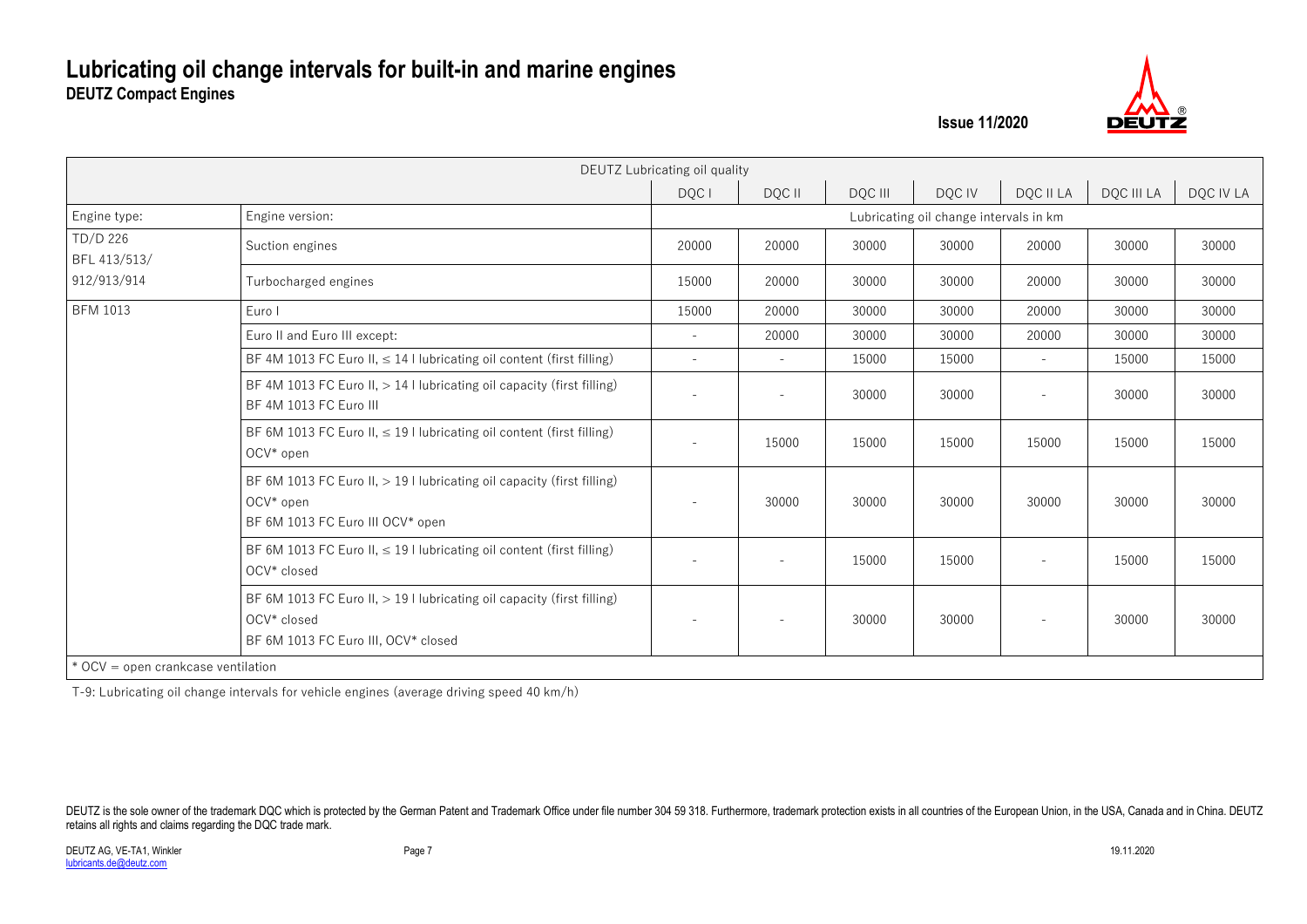# Lubricating oil change intervals for built-in and marine engines

**DEUTZ Compact Engines**

**Issue 11/2020**

| DEUTZ Lubricating oil quality | | | | | | | | |
|---|---|---|---|---|---|---|---|---|
| | | DQC I | DQC II | DQC III | DQC IV | DQC II LA | DQC III LA | DQC IV LA |
| Engine type: | Engine version: | Lubricating oil change intervals in km | | | | | | |
| TD/D 226 BFL 413/513/ 912/913/914 | Suction engines | 20000 | 20000 | 30000 | 30000 | 20000 | 30000 | 30000 |
| | Turbocharged engines | 15000 | 20000 | 30000 | 30000 | 20000 | 30000 | 30000 |
| BFM 1013 | Euro I | 15000 | 20000 | 30000 | 30000 | 20000 | 30000 | 30000 |
| | Euro II and Euro III except: | - | 20000 | 30000 | 30000 | 20000 | 30000 | 30000 |
| | BF 4M 1013 FC Euro II, ≤ 14 l lubricating oil content (first filling) | - | - | 15000 | 15000 | - | 15000 | 15000 |
| | BF 4M 1013 FC Euro II, > 14 l lubricating oil capacity (first filling)<br>BF 4M 1013 FC Euro III | - | - | 30000 | 30000 | - | 30000 | 30000 |
| | BF 6M 1013 FC Euro II, ≤ 19 l lubricating oil content (first filling)<br>OCV* open | - | 15000 | 15000 | 15000 | 15000 | 15000 | 15000 |
| | BF 6M 1013 FC Euro II, > 19 l lubricating oil capacity (first filling)<br>OCV* open<br>BF 6M 1013 FC Euro III OCV* open | - | 30000 | 30000 | 30000 | 30000 | 30000 | 30000 |
| | BF 6M 1013 FC Euro II, ≤ 19 l lubricating oil content (first filling)<br>OCV* closed | - | - | 15000 | 15000 | - | 15000 | 15000 |
| | BF 6M 1013 FC Euro II, > 19 l lubricating oil capacity (first filling)<br>OCV* closed<br>BF 6M 1013 FC Euro III, OCV* closed | - | - | 30000 | 30000 | - | 30000 | 30000 |

* OCV = open crankcase ventilation

T-9: Lubricating oil change intervals for vehicle engines (average driving speed 40 km/h)

DEUTZ is the sole owner of the trademark DQC which is protected by the German Patent and Trademark Office under file number 304 59 318. Furthermore, trademark protection exists in all countries of the European Union, in the USA, Canada and in China. DEUTZ retains all rights and claims regarding the DQC trade mark.

DEUTZ AG, VE-TA1, Winkler
lubricants.de@deutz.com

19.11.2020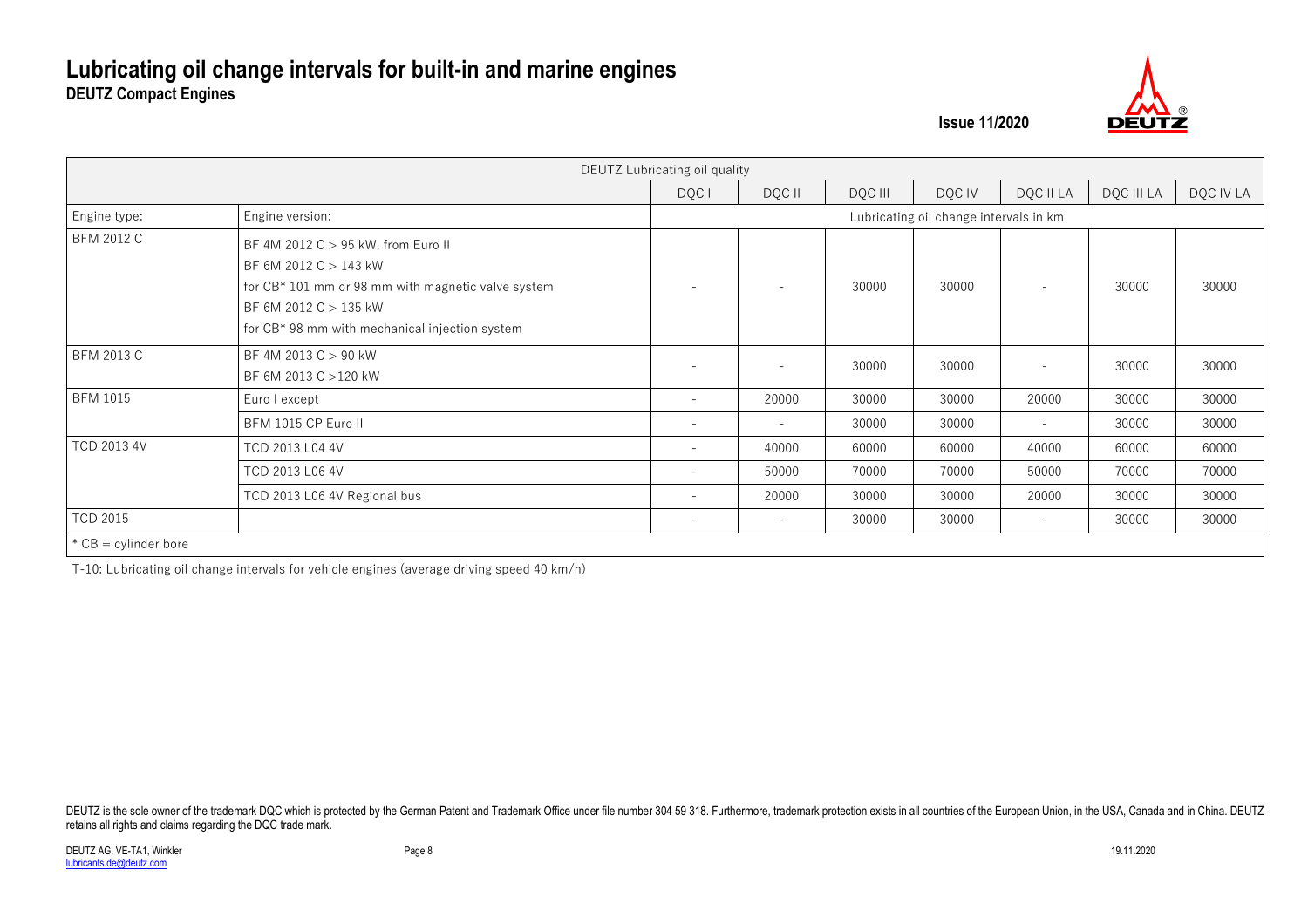# Lubricating oil change intervals for built-in and marine engines

**DEUTZ Compact Engines**

**Issue 11/2020**

| DEUTZ Lubricating oil quality | | | | | | | | |
|---|---|---|---|---|---|---|---|---|
| | | DQC I | DQC II | DQC III | DQC IV | DQC II LA | DQC III LA | DQC IV LA |
| Engine type: | Engine version: | Lubricating oil change intervals in km | | | | | | |
| BFM 2012 C | BF 4M 2012 C > 95 kW, from Euro II<br>BF 6M 2012 C > 143 kW<br>for CB* 101 mm or 98 mm with magnetic valve system<br>BF 6M 2012 C > 135 kW<br>for CB* 98 mm with mechanical injection system | - | - | 30000 | 30000 | - | 30000 | 30000 |
| BFM 2013 C | BF 4M 2013 C > 90 kW<br>BF 6M 2013 C >120 kW | - | - | 30000 | 30000 | - | 30000 | 30000 |
| BFM 1015 | Euro I except | - | 20000 | 30000 | 30000 | 20000 | 30000 | 30000 |
| | BFM 1015 CP Euro II | - | - | 30000 | 30000 | - | 30000 | 30000 |
| TCD 2013 4V | TCD 2013 L04 4V | - | 40000 | 60000 | 60000 | 40000 | 60000 | 60000 |
| | TCD 2013 L06 4V | - | 50000 | 70000 | 70000 | 50000 | 70000 | 70000 |
| | TCD 2013 L06 4V Regional bus | - | 20000 | 30000 | 30000 | 20000 | 30000 | 30000 |
| TCD 2015 | | - | - | 30000 | 30000 | - | 30000 | 30000 |
| * CB = cylinder bore | | | | | | | | |

T-10: Lubricating oil change intervals for vehicle engines (average driving speed 40 km/h)

DEUTZ is the sole owner of the trademark DQC which is protected by the German Patent and Trademark Office under file number 304 59 318. Furthermore, trademark protection exists in all countries of the European Union, in the USA, Canada and in China. DEUTZ retains all rights and claims regarding the DQC trade mark.

DEUTZ AG, VE-TA1, Winkler
lubricants.de@deutz.com

19.11.2020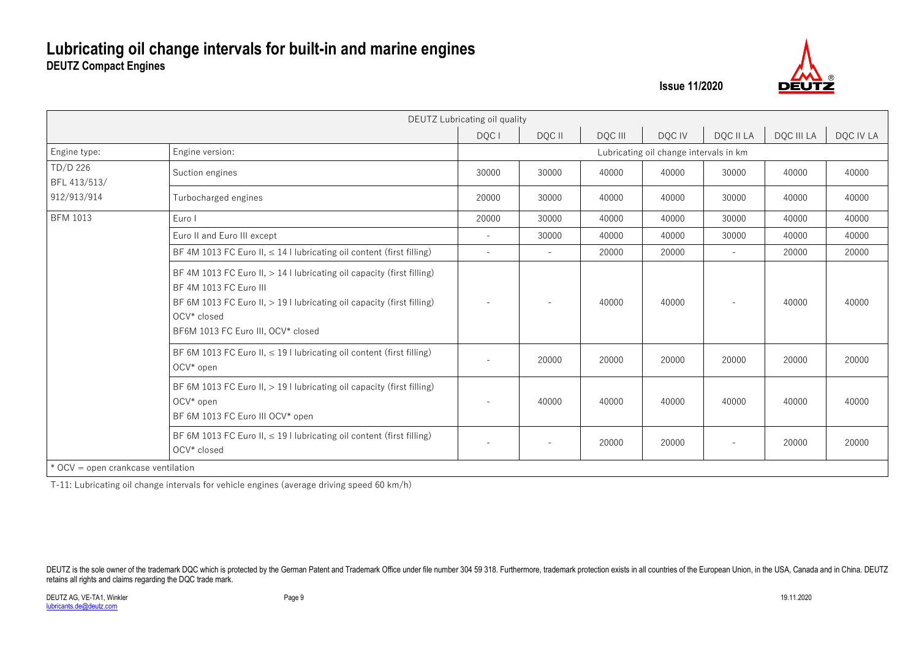# Lubricating oil change intervals for built-in and marine engines

**DEUTZ Compact Engines**

**Issue 11/2020**

| DEUTZ Lubricating oil quality | | | | | | | | |
|---|---|---|---|---|---|---|---|---|
| | | DQC I | DQC II | DQC III | DQC IV | DQC II LA | DQC III LA | DQC IV LA |
| Engine type: | Engine version: | Lubricating oil change intervals in km | | | | | | |
| TD/D 226 BFL 413/513/ 912/913/914 | Suction engines | 30000 | 30000 | 40000 | 40000 | 30000 | 40000 | 40000 |
| | Turbocharged engines | 20000 | 30000 | 40000 | 40000 | 30000 | 40000 | 40000 |
| BFM 1013 | Euro I | 20000 | 30000 | 40000 | 40000 | 30000 | 40000 | 40000 |
| | Euro II and Euro III except | - | 30000 | 40000 | 40000 | 30000 | 40000 | 40000 |
| | BF 4M 1013 FC Euro II, ≤ 14 l lubricating oil content (first filling) | - | - | 20000 | 20000 | - | 20000 | 20000 |
| | BF 4M 1013 FC Euro II, > 14 l lubricating oil capacity (first filling)<br>BF 4M 1013 FC Euro III<br>BF 6M 1013 FC Euro II, > 19 l lubricating oil capacity (first filling) OCV* closed<br>BF6M 1013 FC Euro III, OCV* closed | - | - | 40000 | 40000 | - | 40000 | 40000 |
| | BF 6M 1013 FC Euro II, ≤ 19 l lubricating oil content (first filling) OCV* open | - | 20000 | 20000 | 20000 | 20000 | 20000 | 20000 |
| | BF 6M 1013 FC Euro II, > 19 l lubricating oil capacity (first filling) OCV* open<br>BF 6M 1013 FC Euro III OCV* open | - | 40000 | 40000 | 40000 | 40000 | 40000 | 40000 |
| | BF 6M 1013 FC Euro II, ≤ 19 l lubricating oil content (first filling) OCV* closed | - | - | 20000 | 20000 | - | 20000 | 20000 |

\* OCV = open crankcase ventilation

T-11: Lubricating oil change intervals for vehicle engines (average driving speed 60 km/h)

DEUTZ is the sole owner of the trademark DQC which is protected by the German Patent and Trademark Office under file number 304 59 318. Furthermore, trademark protection exists in all countries of the European Union, in the USA, Canada and in China. DEUTZ retains all rights and claims regarding the DQC trade mark.

DEUTZ AG, VE-TA1, Winkler
lubricants.de@deutz.com

19.11.2020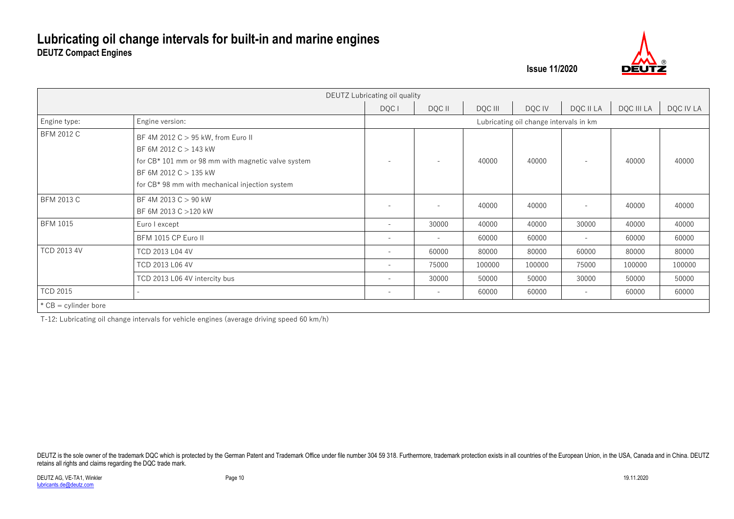# Lubricating oil change intervals for built-in and marine engines

**DEUTZ Compact Engines**

**Issue 11/2020**

| DEUTZ Lubricating oil quality | | | | | | | | |
|---|---|---|---|---|---|---|---|---|
| | | DQC I | DQC II | DQC III | DQC IV | DQC II LA | DQC III LA | DQC IV LA |
| Engine type: | Engine version: | Lubricating oil change intervals in km | | | | | | |
| BFM 2012 C | BF 4M 2012 C > 95 kW, from Euro II<br>BF 6M 2012 C > 143 kW<br>for CB* 101 mm or 98 mm with magnetic valve system<br>BF 6M 2012 C > 135 kW<br>for CB* 98 mm with mechanical injection system | - | - | 40000 | 40000 | - | 40000 | 40000 |
| BFM 2013 C | BF 4M 2013 C > 90 kW<br>BF 6M 2013 C >120 kW | - | - | 40000 | 40000 | - | 40000 | 40000 |
| BFM 1015 | Euro I except | - | 30000 | 40000 | 40000 | 30000 | 40000 | 40000 |
| | BFM 1015 CP Euro II | - | - | 60000 | 60000 | - | 60000 | 60000 |
| TCD 2013 4V | TCD 2013 L04 4V | - | 60000 | 80000 | 80000 | 60000 | 80000 | 80000 |
| | TCD 2013 L06 4V | - | 75000 | 100000 | 100000 | 75000 | 100000 | 100000 |
| | TCD 2013 L06 4V intercity bus | - | 30000 | 50000 | 50000 | 30000 | 50000 | 50000 |
| TCD 2015 | - | - | - | 60000 | 60000 | - | 60000 | 60000 |
| * CB = cylinder bore | | | | | | | | |

T-12: Lubricating oil change intervals for vehicle engines (average driving speed 60 km/h)

DEUTZ is the sole owner of the trademark DQC which is protected by the German Patent and Trademark Office under file number 304 59 318. Furthermore, trademark protection exists in all countries of the European Union, in the USA, Canada and in China. DEUTZ retains all rights and claims regarding the DQC trade mark.

DEUTZ AG, VE-TA1, Winkler
lubricants.de@deutz.com

19.11.2020